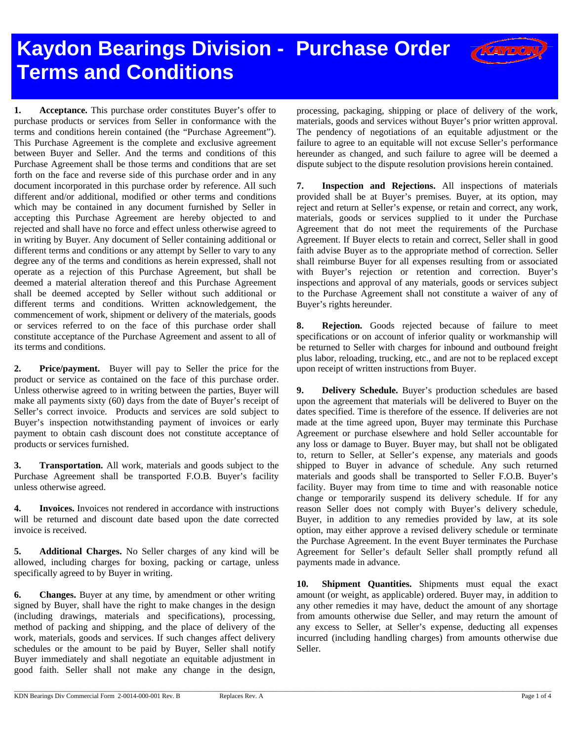# Kaydon Bearings Division - Purchase Order Terms and Conditions

**1. Acceptance.** This purchase order constitutes Buyer's offer to purchase products or services from Seller in conformance with the terms and conditions herein contained (the "Purchase Agreement"). This Purchase Agreement is the complete and exclusive agreement between Buyer and Seller. And the terms and conditions of this Purchase Agreement shall be those terms and conditions that are set forth on the face and reverse side of this purchase order and in any document incorporated in this purchase order by reference. All such different and/or additional, modified or other terms and conditions which may be contained in any document furnished by Seller in accepting this Purchase Agreement are hereby objected to and rejected and shall have no force and effect unless otherwise agreed to in writing by Buyer. Any document of Seller containing additional or different terms and conditions or any attempt by Seller to vary to any degree any of the terms and conditions as herein expressed, shall not operate as a rejection of this Purchase Agreement, but shall be deemed a material alteration thereof and this Purchase Agreement shall be deemed accepted by Seller without such additional or different terms and conditions. Written acknowledgement, the commencement of work, shipment or delivery of the materials, goods or services referred to on the face of this purchase order shall constitute acceptance of the Purchase Agreement and assent to all of its terms and conditions.

**2. Price/payment.** Buyer will pay to Seller the price for the product or service as contained on the face of this purchase order. Unless otherwise agreed to in writing between the parties, Buyer will make all payments sixty (60) days from the date of Buyer's receipt of Seller's correct invoice. Products and services are sold subject to Buyer's inspection notwithstanding payment of invoices or early payment to obtain cash discount does not constitute acceptance of products or services furnished.

**3. Transportation.** All work, materials and goods subject to the Purchase Agreement shall be transported F.O.B. Buyer's facility unless otherwise agreed.

**4. Invoices.** Invoices not rendered in accordance with instructions will be returned and discount date based upon the date corrected invoice is received.

**5. Additional Charges.** No Seller charges of any kind will be allowed, including charges for boxing, packing or cartage, unless specifically agreed to by Buyer in writing.

**6. Changes.** Buyer at any time, by amendment or other writing signed by Buyer, shall have the right to make changes in the design (including drawings, materials and specifications), processing, method of packing and shipping, and the place of delivery of the work, materials, goods and services. If such changes affect delivery schedules or the amount to be paid by Buyer, Seller shall notify Buyer immediately and shall negotiate an equitable adjustment in good faith. Seller shall not make any change in the design, processing, packaging, shipping or place of delivery of the work, materials, goods and services without Buyer's prior written approval. The pendency of negotiations of an equitable adjustment or the failure to agree to an equitable will not excuse Seller's performance hereunder as changed, and such failure to agree will be deemed a dispute subject to the dispute resolution provisions herein contained.

**7. Inspection and Rejections.** All inspections of materials provided shall be at Buyer's premises. Buyer, at its option, may reject and return at Seller's expense, or retain and correct, any work, materials, goods or services supplied to it under the Purchase Agreement that do not meet the requirements of the Purchase Agreement. If Buyer elects to retain and correct, Seller shall in good faith advise Buyer as to the appropriate method of correction. Seller shall reimburse Buyer for all expenses resulting from or associated with Buyer's rejection or retention and correction. Buyer's inspections and approval of any materials, goods or services subject to the Purchase Agreement shall not constitute a waiver of any of Buyer's rights hereunder.

**8. Rejection.** Goods rejected because of failure to meet specifications or on account of inferior quality or workmanship will be returned to Seller with charges for inbound and outbound freight plus labor, reloading, trucking, etc., and are not to be replaced except upon receipt of written instructions from Buyer.

**9. Delivery Schedule.** Buyer's production schedules are based upon the agreement that materials will be delivered to Buyer on the dates specified. Time is therefore of the essence. If deliveries are not made at the time agreed upon, Buyer may terminate this Purchase Agreement or purchase elsewhere and hold Seller accountable for any loss or damage to Buyer. Buyer may, but shall not be obligated to, return to Seller, at Seller's expense, any materials and goods shipped to Buyer in advance of schedule. Any such returned materials and goods shall be transported to Seller F.O.B. Buyer's facility. Buyer may from time to time and with reasonable notice change or temporarily suspend its delivery schedule. If for any reason Seller does not comply with Buyer's delivery schedule, Buyer, in addition to any remedies provided by law, at its sole option, may either approve a revised delivery schedule or terminate the Purchase Agreement. In the event Buyer terminates the Purchase Agreement for Seller's default Seller shall promptly refund all payments made in advance.

**10. Shipment Quantities.** Shipments must equal the exact amount (or weight, as applicable) ordered. Buyer may, in addition to any other remedies it may have, deduct the amount of any shortage from amounts otherwise due Seller, and may return the amount of any excess to Seller, at Seller's expense, deducting all expenses incurred (including handling charges) from amounts otherwise due Seller.

KDN Bearings Div Commercial Form 2-0014-000-001 Rev. B Replaces Rev. A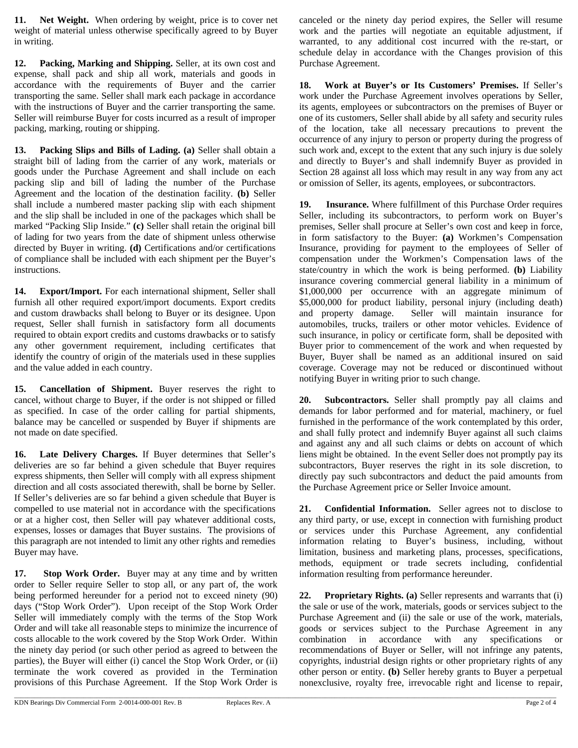**11. Net Weight.** When ordering by weight, price is to cover net weight of material unless otherwise specifically agreed to by Buyer in writing.

**12. Packing, Marking and Shipping.** Seller, at its own cost and expense, shall pack and ship all work, materials and goods in accordance with the requirements of Buyer and the carrier transporting the same. Seller shall mark each package in accordance with the instructions of Buyer and the carrier transporting the same. Seller will reimburse Buyer for costs incurred as a result of improper packing, marking, routing or shipping.

**13. Packing Slips and Bills of Lading. (a)** Seller shall obtain a straight bill of lading from the carrier of any work, materials or goods under the Purchase Agreement and shall include on each packing slip and bill of lading the number of the Purchase Agreement and the location of the destination facility. **(b)** Seller shall include a numbered master packing slip with each shipment and the slip shall be included in one of the packages which shall be marked "Packing Slip Inside." **(c)** Seller shall retain the original bill of lading for two years from the date of shipment unless otherwise directed by Buyer in writing. **(d)** Certifications and/or certifications of compliance shall be included with each shipment per the Buyer's instructions.

**14. Export/Import.** For each international shipment, Seller shall furnish all other required export/import documents. Export credits and custom drawbacks shall belong to Buyer or its designee. Upon request, Seller shall furnish in satisfactory form all documents required to obtain export credits and customs drawbacks or to satisfy any other government requirement, including certificates that identify the country of origin of the materials used in these supplies and the value added in each country.

**15. Cancellation of Shipment.** Buyer reserves the right to cancel, without charge to Buyer, if the order is not shipped or filled as specified. In case of the order calling for partial shipments, balance may be cancelled or suspended by Buyer if shipments are not made on date specified.

**16. Late Delivery Charges.** If Buyer determines that Seller's deliveries are so far behind a given schedule that Buyer requires express shipments, then Seller will comply with all express shipment direction and all costs associated therewith, shall be borne by Seller. If Seller's deliveries are so far behind a given schedule that Buyer is compelled to use material not in accordance with the specifications or at a higher cost, then Seller will pay whatever additional costs, expenses, losses or damages that Buyer sustains. The provisions of this paragraph are not intended to limit any other rights and remedies Buyer may have.

**17. Stop Work Order.** Buyer may at any time and by written order to Seller require Seller to stop all, or any part of, the work being performed hereunder for a period not to exceed ninety (90) days ("Stop Work Order"). Upon receipt of the Stop Work Order Seller will immediately comply with the terms of the Stop Work Order and will take all reasonable steps to minimize the incurrence of costs allocable to the work covered by the Stop Work Order. Within the ninety day period (or such other period as agreed to between the parties), the Buyer will either (i) cancel the Stop Work Order, or (ii) terminate the work covered as provided in the Termination provisions of this Purchase Agreement. If the Stop Work Order is canceled or the ninety day period expires, the Seller will resume work and the parties will negotiate an equitable adjustment, if warranted, to any additional cost incurred with the re-start, or schedule delay in accordance with the Changes provision of this Purchase Agreement.

**18. Work at Buyer's or Its Customers' Premises.** If Seller's work under the Purchase Agreement involves operations by Seller, its agents, employees or subcontractors on the premises of Buyer or one of its customers, Seller shall abide by all safety and security rules of the location, take all necessary precautions to prevent the occurrence of any injury to person or property during the progress of such work and, except to the extent that any such injury is due solely and directly to Buyer's and shall indemnify Buyer as provided in Section 28 against all loss which may result in any way from any act or omission of Seller, its agents, employees, or subcontractors.

**19. Insurance.** Where fulfillment of this Purchase Order requires Seller, including its subcontractors, to perform work on Buyer's premises, Seller shall procure at Seller's own cost and keep in force, in form satisfactory to the Buyer: **(a)** Workmen's Compensation Insurance, providing for payment to the employees of Seller of compensation under the Workmen's Compensation laws of the state/country in which the work is being performed. **(b)** Liability insurance covering commercial general liability in a minimum of $1,000,000 per occurrence with an aggregate minimum of $5,000,000 for product liability, personal injury (including death) and property damage. Seller will maintain insurance for automobiles, trucks, trailers or other motor vehicles. Evidence of such insurance, in policy or certificate form, shall be deposited with Buyer prior to commencement of the work and when requested by Buyer, Buyer shall be named as an additional insured on said coverage. Coverage may not be reduced or discontinued without notifying Buyer in writing prior to such change.

**20. Subcontractors.** Seller shall promptly pay all claims and demands for labor performed and for material, machinery, or fuel furnished in the performance of the work contemplated by this order, and shall fully protect and indemnify Buyer against all such claims and against any and all such claims or debts on account of which liens might be obtained. In the event Seller does not promptly pay its subcontractors, Buyer reserves the right in its sole discretion, to directly pay such subcontractors and deduct the paid amounts from the Purchase Agreement price or Seller Invoice amount.

**21. Confidential Information.** Seller agrees not to disclose to any third party, or use, except in connection with furnishing product or services under this Purchase Agreement, any confidential information relating to Buyer's business, including, without limitation, business and marketing plans, processes, specifications, methods, equipment or trade secrets including, confidential information resulting from performance hereunder.

**22. Proprietary Rights. (a)** Seller represents and warrants that (i) the sale or use of the work, materials, goods or services subject to the Purchase Agreement and (ii) the sale or use of the work, materials, goods or services subject to the Purchase Agreement in any combination in accordance with any specifications or recommendations of Buyer or Seller, will not infringe any patents, copyrights, industrial design rights or other proprietary rights of any other person or entity. **(b)** Seller hereby grants to Buyer a perpetual nonexclusive, royalty free, irrevocable right and license to repair,

KDN Bearings Div Commercial Form 2-0014-000-001 Rev. B Replaces Rev. A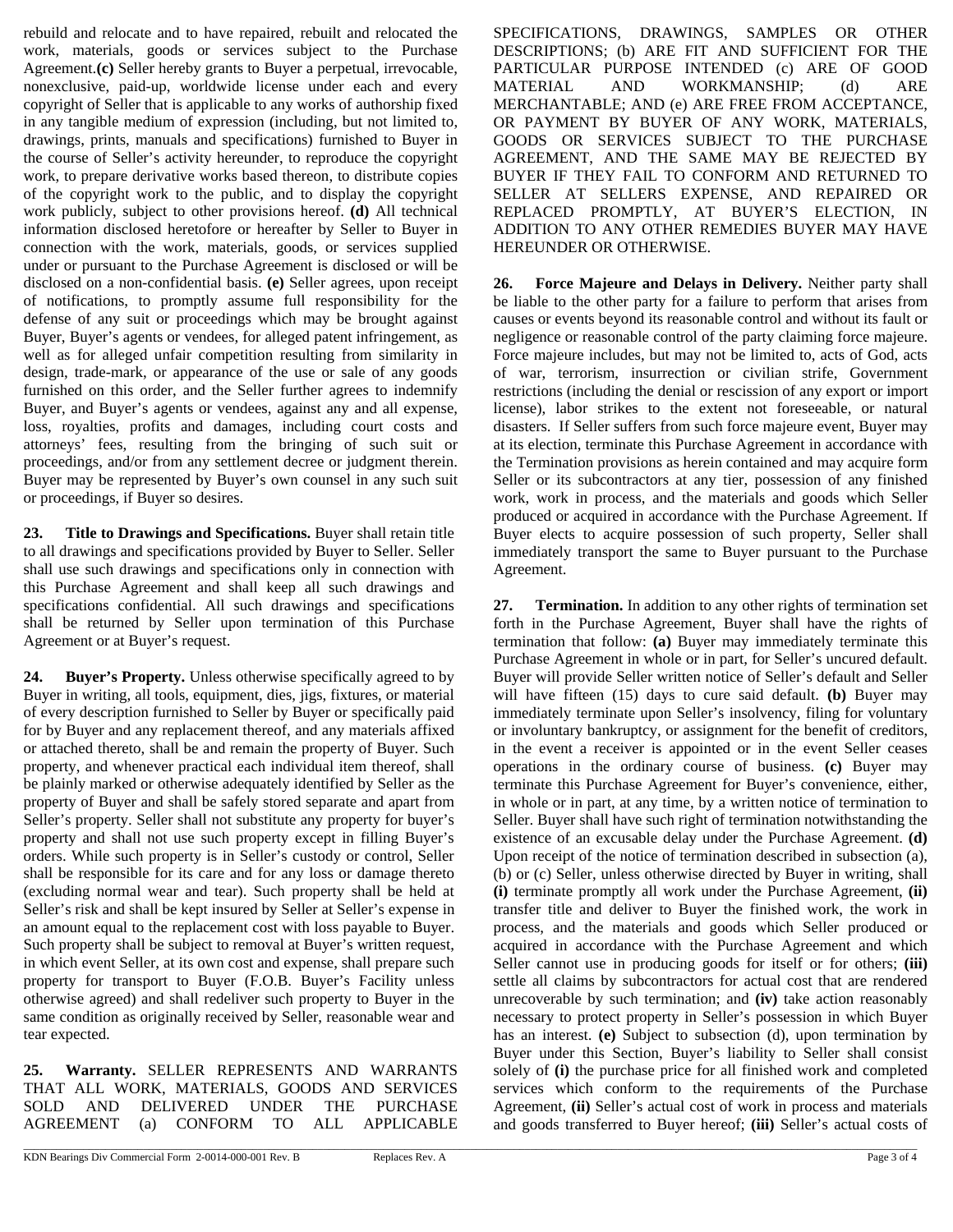rebuild and relocate and to have repaired, rebuilt and relocated the work, materials, goods or services subject to the Purchase Agreement. **(c)** Seller hereby grants to Buyer a perpetual, irrevocable, nonexclusive, paid-up, worldwide license under each and every copyright of Seller that is applicable to any works of authorship fixed in any tangible medium of expression (including, but not limited to, drawings, prints, manuals and specifications) furnished to Buyer in the course of Seller's activity hereunder, to reproduce the copyright work, to prepare derivative works based thereon, to distribute copies of the copyright work to the public, and to display the copyright work publicly, subject to other provisions hereof. **(d)** All technical information disclosed heretofore or hereafter by Seller to Buyer in connection with the work, materials, goods, or services supplied under or pursuant to the Purchase Agreement is disclosed or will be disclosed on a non-confidential basis. **(e)** Seller agrees, upon receipt of notifications, to promptly assume full responsibility for the defense of any suit or proceedings which may be brought against Buyer, Buyer's agents or vendees, for alleged patent infringement, as well as for alleged unfair competition resulting from similarity in design, trade-mark, or appearance of the use or sale of any goods furnished on this order, and the Seller further agrees to indemnify Buyer, and Buyer's agents or vendees, against any and all expense, loss, royalties, profits and damages, including court costs and attorneys' fees, resulting from the bringing of such suit or proceedings, and/or from any settlement decree or judgment therein. Buyer may be represented by Buyer's own counsel in any such suit or proceedings, if Buyer so desires.

**23. Title to Drawings and Specifications.** Buyer shall retain title to all drawings and specifications provided by Buyer to Seller. Seller shall use such drawings and specifications only in connection with this Purchase Agreement and shall keep all such drawings and specifications confidential. All such drawings and specifications shall be returned by Seller upon termination of this Purchase Agreement or at Buyer's request.

**24. Buyer's Property.** Unless otherwise specifically agreed to by Buyer in writing, all tools, equipment, dies, jigs, fixtures, or material of every description furnished to Seller by Buyer or specifically paid for by Buyer and any replacement thereof, and any materials affixed or attached thereto, shall be and remain the property of Buyer. Such property, and whenever practical each individual item thereof, shall be plainly marked or otherwise adequately identified by Seller as the property of Buyer and shall be safely stored separate and apart from Seller's property. Seller shall not substitute any property for buyer's property and shall not use such property except in filling Buyer's orders. While such property is in Seller's custody or control, Seller shall be responsible for its care and for any loss or damage thereto (excluding normal wear and tear). Such property shall be held at Seller's risk and shall be kept insured by Seller at Seller's expense in an amount equal to the replacement cost with loss payable to Buyer. Such property shall be subject to removal at Buyer's written request, in which event Seller, at its own cost and expense, shall prepare such property for transport to Buyer (F.O.B. Buyer's Facility unless otherwise agreed) and shall redeliver such property to Buyer in the same condition as originally received by Seller, reasonable wear and tear expected.

**25. Warranty.** SELLER REPRESENTS AND WARRANTS THAT ALL WORK, MATERIALS, GOODS AND SERVICES SOLD AND DELIVERED UNDER THE PURCHASE AGREEMENT (a) CONFORM TO ALL APPLICABLE SPECIFICATIONS, DRAWINGS, SAMPLES OR OTHER DESCRIPTIONS; (b) ARE FIT AND SUFFICIENT FOR THE PARTICULAR PURPOSE INTENDED (c) ARE OF GOOD MATERIAL AND WORKMANSHIP; (d) ARE MERCHANTABLE; AND (e) ARE FREE FROM ACCEPTANCE, OR PAYMENT BY BUYER OF ANY WORK, MATERIALS, GOODS OR SERVICES SUBJECT TO THE PURCHASE AGREEMENT, AND THE SAME MAY BE REJECTED BY BUYER IF THEY FAIL TO CONFORM AND RETURNED TO SELLER AT SELLERS EXPENSE, AND REPAIRED OR REPLACED PROMPTLY, AT BUYER'S ELECTION, IN ADDITION TO ANY OTHER REMEDIES BUYER MAY HAVE HEREUNDER OR OTHERWISE.

**26. Force Majeure and Delays in Delivery.** Neither party shall be liable to the other party for a failure to perform that arises from causes or events beyond its reasonable control and without its fault or negligence or reasonable control of the party claiming force majeure. Force majeure includes, but may not be limited to, acts of God, acts of war, terrorism, insurrection or civilian strife, Government restrictions (including the denial or rescission of any export or import license), labor strikes to the extent not foreseeable, or natural disasters. If Seller suffers from such force majeure event, Buyer may at its election, terminate this Purchase Agreement in accordance with the Termination provisions as herein contained and may acquire form Seller or its subcontractors at any tier, possession of any finished work, work in process, and the materials and goods which Seller produced or acquired in accordance with the Purchase Agreement. If Buyer elects to acquire possession of such property, Seller shall immediately transport the same to Buyer pursuant to the Purchase Agreement.

**27. Termination.** In addition to any other rights of termination set forth in the Purchase Agreement, Buyer shall have the rights of termination that follow: **(a)** Buyer may immediately terminate this Purchase Agreement in whole or in part, for Seller's uncured default. Buyer will provide Seller written notice of Seller's default and Seller will have fifteen (15) days to cure said default. **(b)** Buyer may immediately terminate upon Seller's insolvency, filing for voluntary or involuntary bankruptcy, or assignment for the benefit of creditors, in the event a receiver is appointed or in the event Seller ceases operations in the ordinary course of business. **(c)** Buyer may terminate this Purchase Agreement for Buyer's convenience, either, in whole or in part, at any time, by a written notice of termination to Seller. Buyer shall have such right of termination notwithstanding the existence of an excusable delay under the Purchase Agreement. **(d)** Upon receipt of the notice of termination described in subsection (a), (b) or (c) Seller, unless otherwise directed by Buyer in writing, shall **(i)** terminate promptly all work under the Purchase Agreement, **(ii)** transfer title and deliver to Buyer the finished work, the work in process, and the materials and goods which Seller produced or acquired in accordance with the Purchase Agreement and which Seller cannot use in producing goods for itself or for others; **(iii)** settle all claims by subcontractors for actual cost that are rendered unrecoverable by such termination; and **(iv)** take action reasonably necessary to protect property in Seller's possession in which Buyer has an interest. **(e)** Subject to subsection (d), upon termination by Buyer under this Section, Buyer's liability to Seller shall consist solely of **(i)** the purchase price for all finished work and completed services which conform to the requirements of the Purchase Agreement, **(ii)** Seller's actual cost of work in process and materials and goods transferred to Buyer hereof; **(iii)** Seller's actual costs of

KDN Bearings Div Commercial Form 2-0014-000-001 Rev. B    Replaces Rev. A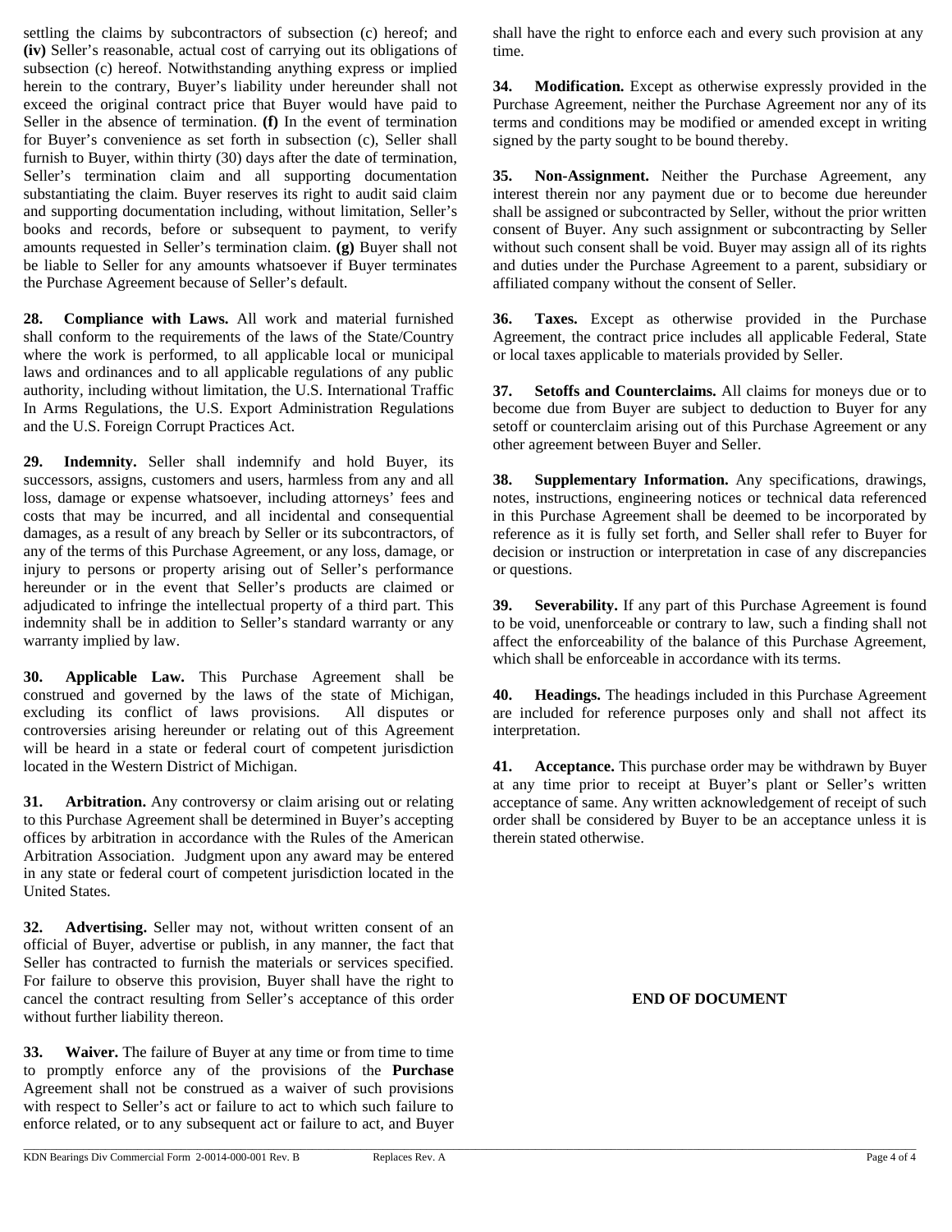settling the claims by subcontractors of subsection (c) hereof; and **(iv)** Seller's reasonable, actual cost of carrying out its obligations of subsection (c) hereof. Notwithstanding anything express or implied herein to the contrary, Buyer's liability under hereunder shall not exceed the original contract price that Buyer would have paid to Seller in the absence of termination. **(f)** In the event of termination for Buyer's convenience as set forth in subsection (c), Seller shall furnish to Buyer, within thirty (30) days after the date of termination, Seller's termination claim and all supporting documentation substantiating the claim. Buyer reserves its right to audit said claim and supporting documentation including, without limitation, Seller's books and records, before or subsequent to payment, to verify amounts requested in Seller's termination claim. **(g)** Buyer shall not be liable to Seller for any amounts whatsoever if Buyer terminates the Purchase Agreement because of Seller's default.

**28. Compliance with Laws.** All work and material furnished shall conform to the requirements of the laws of the State/Country where the work is performed, to all applicable local or municipal laws and ordinances and to all applicable regulations of any public authority, including without limitation, the U.S. International Traffic In Arms Regulations, the U.S. Export Administration Regulations and the U.S. Foreign Corrupt Practices Act.

**29. Indemnity.** Seller shall indemnify and hold Buyer, its successors, assigns, customers and users, harmless from any and all loss, damage or expense whatsoever, including attorneys' fees and costs that may be incurred, and all incidental and consequential damages, as a result of any breach by Seller or its subcontractors, of any of the terms of this Purchase Agreement, or any loss, damage, or injury to persons or property arising out of Seller's performance hereunder or in the event that Seller's products are claimed or adjudicated to infringe the intellectual property of a third part. This indemnity shall be in addition to Seller's standard warranty or any warranty implied by law.

**30. Applicable Law.** This Purchase Agreement shall be construed and governed by the laws of the state of Michigan, excluding its conflict of laws provisions. All disputes or controversies arising hereunder or relating out of this Agreement will be heard in a state or federal court of competent jurisdiction located in the Western District of Michigan.

**31. Arbitration.** Any controversy or claim arising out or relating to this Purchase Agreement shall be determined in Buyer's accepting offices by arbitration in accordance with the Rules of the American Arbitration Association. Judgment upon any award may be entered in any state or federal court of competent jurisdiction located in the United States.

**32. Advertising.** Seller may not, without written consent of an official of Buyer, advertise or publish, in any manner, the fact that Seller has contracted to furnish the materials or services specified. For failure to observe this provision, Buyer shall have the right to cancel the contract resulting from Seller's acceptance of this order without further liability thereon.

**33. Waiver.** The failure of Buyer at any time or from time to time to promptly enforce any of the provisions of the **Purchase** Agreement shall not be construed as a waiver of such provisions with respect to Seller's act or failure to act to which such failure to enforce related, or to any subsequent act or failure to act, and Buyer shall have the right to enforce each and every such provision at any time.

**34. Modification.** Except as otherwise expressly provided in the Purchase Agreement, neither the Purchase Agreement nor any of its terms and conditions may be modified or amended except in writing signed by the party sought to be bound thereby.

**35. Non-Assignment.** Neither the Purchase Agreement, any interest therein nor any payment due or to become due hereunder shall be assigned or subcontracted by Seller, without the prior written consent of Buyer. Any such assignment or subcontracting by Seller without such consent shall be void. Buyer may assign all of its rights and duties under the Purchase Agreement to a parent, subsidiary or affiliated company without the consent of Seller.

**36. Taxes.** Except as otherwise provided in the Purchase Agreement, the contract price includes all applicable Federal, State or local taxes applicable to materials provided by Seller.

**37. Setoffs and Counterclaims.** All claims for moneys due or to become due from Buyer are subject to deduction to Buyer for any setoff or counterclaim arising out of this Purchase Agreement or any other agreement between Buyer and Seller.

**38. Supplementary Information.** Any specifications, drawings, notes, instructions, engineering notices or technical data referenced in this Purchase Agreement shall be deemed to be incorporated by reference as it is fully set forth, and Seller shall refer to Buyer for decision or instruction or interpretation in case of any discrepancies or questions.

**39. Severability.** If any part of this Purchase Agreement is found to be void, unenforceable or contrary to law, such a finding shall not affect the enforceability of the balance of this Purchase Agreement, which shall be enforceable in accordance with its terms.

**40. Headings.** The headings included in this Purchase Agreement are included for reference purposes only and shall not affect its interpretation.

**41. Acceptance.** This purchase order may be withdrawn by Buyer at any time prior to receipt at Buyer's plant or Seller's written acceptance of same. Any written acknowledgement of receipt of such order shall be considered by Buyer to be an acceptance unless it is therein stated otherwise.

**END OF DOCUMENT**

KDN Bearings Div Commercial Form 2-0014-000-001 Rev. B    Replaces Rev. A